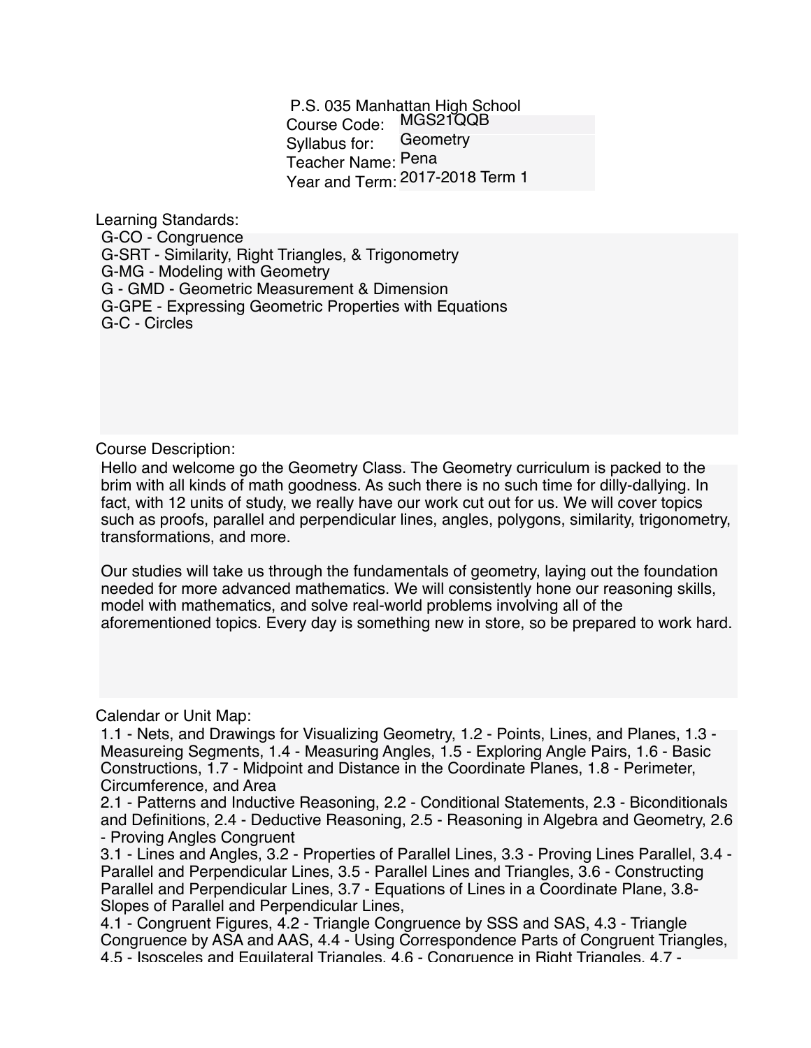P.S. 035 Manhattan High School

Course Code: MGS21QQB
Syllabus for: Geometry
Teacher Name: Pena
Year and Term: 2017-2018 Term 1

Learning Standards:

G-CO - Congruence
G-SRT - Similarity, Right Triangles, & Trigonometry
G-MG - Modeling with Geometry
G - GMD - Geometric Measurement & Dimension
G-GPE - Expressing Geometric Properties with Equations
G-C - Circles

Course Description:

Hello and welcome go the Geometry Class. The Geometry curriculum is packed to the brim with all kinds of math goodness. As such there is no such time for dilly-dallying. In fact, with 12 units of study, we really have our work cut out for us. We will cover topics such as proofs, parallel and perpendicular lines, angles, polygons, similarity, trigonometry, transformations, and more.

Our studies will take us through the fundamentals of geometry, laying out the foundation needed for more advanced mathematics. We will consistently hone our reasoning skills, model with mathematics, and solve real-world problems involving all of the aforementioned topics. Every day is something new in store, so be prepared to work hard.

Calendar or Unit Map:

1.1 - Nets, and Drawings for Visualizing Geometry, 1.2 - Points, Lines, and Planes, 1.3 - Measureing Segments, 1.4 - Measuring Angles, 1.5 - Exploring Angle Pairs, 1.6 - Basic Constructions, 1.7 - Midpoint and Distance in the Coordinate Planes, 1.8 - Perimeter, Circumference, and Area
2.1 - Patterns and Inductive Reasoning, 2.2 - Conditional Statements, 2.3 - Biconditionals and Definitions, 2.4 - Deductive Reasoning, 2.5 - Reasoning in Algebra and Geometry, 2.6 - Proving Angles Congruent
3.1 - Lines and Angles, 3.2 - Properties of Parallel Lines, 3.3 - Proving Lines Parallel, 3.4 - Parallel and Perpendicular Lines, 3.5 - Parallel Lines and Triangles, 3.6 - Constructing Parallel and Perpendicular Lines, 3.7 - Equations of Lines in a Coordinate Plane, 3.8- Slopes of Parallel and Perpendicular Lines,
4.1 - Congruent Figures, 4.2 - Triangle Congruence by SSS and SAS, 4.3 - Triangle Congruence by ASA and AAS, 4.4 - Using Correspondence Parts of Congruent Triangles, 4.5 - Isosceles and Equilateral Triangles, 4.6 - Congruence in Right Triangles, 4.7 -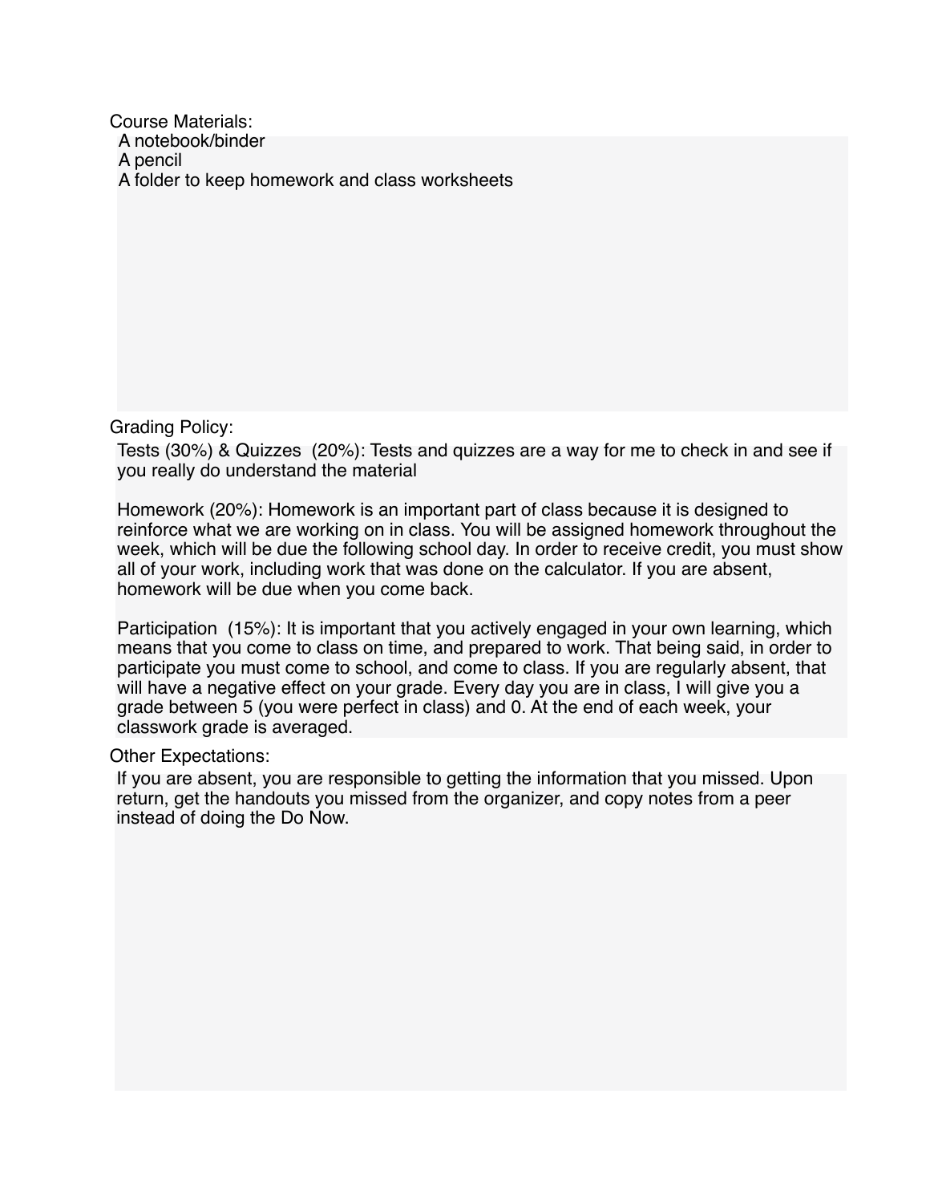Course Materials:

A notebook/binder
A pencil
A folder to keep homework and class worksheets

Grading Policy:

Tests (30%) & Quizzes (20%): Tests and quizzes are a way for me to check in and see if you really do understand the material

Homework (20%): Homework is an important part of class because it is designed to reinforce what we are working on in class. You will be assigned homework throughout the week, which will be due the following school day. In order to receive credit, you must show all of your work, including work that was done on the calculator. If you are absent, homework will be due when you come back.

Participation (15%): It is important that you actively engaged in your own learning, which means that you come to class on time, and prepared to work. That being said, in order to participate you must come to school, and come to class. If you are regularly absent, that will have a negative effect on your grade. Every day you are in class, I will give you a grade between 5 (you were perfect in class) and 0. At the end of each week, your classwork grade is averaged.

Other Expectations:

If you are absent, you are responsible to getting the information that you missed. Upon return, get the handouts you missed from the organizer, and copy notes from a peer instead of doing the Do Now.